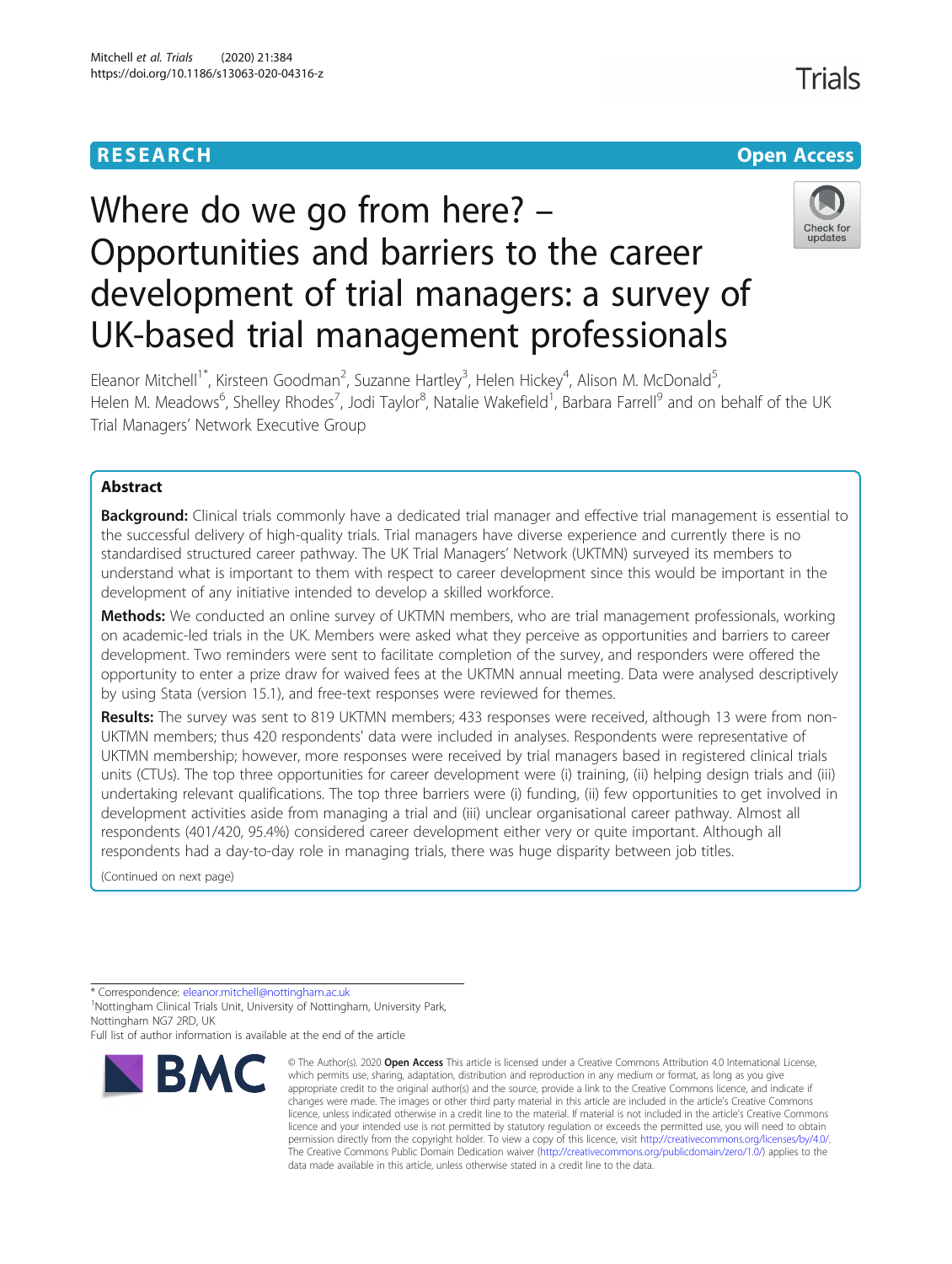RESEARCH

Open Access

# Where do we go from here? – Opportunities and barriers to the career development of trial managers: a survey of UK-based trial management professionals

Eleanor Mitchell[1*], Kirsteen Goodman[2], Suzanne Hartley[3], Helen Hickey[4], Alison M. McDonald[5], Helen M. Meadows[6], Shelley Rhodes[7], Jodi Taylor[8], Natalie Wakefield[1], Barbara Farrell[9] and on behalf of the UK Trial Managers' Network Executive Group

## Abstract

**Background:** Clinical trials commonly have a dedicated trial manager and effective trial management is essential to the successful delivery of high-quality trials. Trial managers have diverse experience and currently there is no standardised structured career pathway. The UK Trial Managers' Network (UKTMN) surveyed its members to understand what is important to them with respect to career development since this would be important in the development of any initiative intended to develop a skilled workforce.

**Methods:** We conducted an online survey of UKTMN members, who are trial management professionals, working on academic-led trials in the UK. Members were asked what they perceive as opportunities and barriers to career development. Two reminders were sent to facilitate completion of the survey, and responders were offered the opportunity to enter a prize draw for waived fees at the UKTMN annual meeting. Data were analysed descriptively by using Stata (version 15.1), and free-text responses were reviewed for themes.

**Results:** The survey was sent to 819 UKTMN members; 433 responses were received, although 13 were from non-UKTMN members; thus 420 respondents' data were included in analyses. Respondents were representative of UKTMN membership; however, more responses were received by trial managers based in registered clinical trials units (CTUs). The top three opportunities for career development were (i) training, (ii) helping design trials and (iii) undertaking relevant qualifications. The top three barriers were (i) funding, (ii) few opportunities to get involved in development activities aside from managing a trial and (iii) unclear organisational career pathway. Almost all respondents (401/420, 95.4%) considered career development either very or quite important. Although all respondents had a day-to-day role in managing trials, there was huge disparity between job titles.

(Continued on next page)

* Correspondence: eleanor.mitchell@nottingham.ac.uk
[1]Nottingham Clinical Trials Unit, University of Nottingham, University Park, Nottingham NG7 2RD, UK
Full list of author information is available at the end of the article

© The Author(s). 2020 **Open Access** This article is licensed under a Creative Commons Attribution 4.0 International License, which permits use, sharing, adaptation, distribution and reproduction in any medium or format, as long as you give appropriate credit to the original author(s) and the source, provide a link to the Creative Commons licence, and indicate if changes were made. The images or other third party material in this article are included in the article's Creative Commons licence, unless indicated otherwise in a credit line to the material. If material is not included in the article's Creative Commons licence and your intended use is not permitted by statutory regulation or exceeds the permitted use, you will need to obtain permission directly from the copyright holder. To view a copy of this licence, visit http://creativecommons.org/licenses/by/4.0/. The Creative Commons Public Domain Dedication waiver (http://creativecommons.org/publicdomain/zero/1.0/) applies to the data made available in this article, unless otherwise stated in a credit line to the data.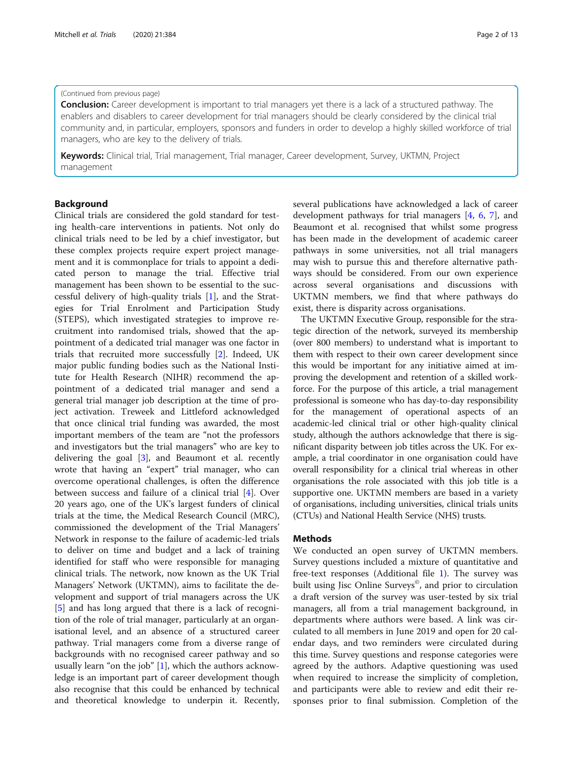(Continued from previous page)

**Conclusion:** Career development is important to trial managers yet there is a lack of a structured pathway. The enablers and disablers to career development for trial managers should be clearly considered by the clinical trial community and, in particular, employers, sponsors and funders in order to develop a highly skilled workforce of trial managers, who are key to the delivery of trials.

**Keywords:** Clinical trial, Trial management, Trial manager, Career development, Survey, UKTMN, Project management

## Background

Clinical trials are considered the gold standard for testing health-care interventions in patients. Not only do clinical trials need to be led by a chief investigator, but these complex projects require expert project management and it is commonplace for trials to appoint a dedicated person to manage the trial. Effective trial management has been shown to be essential to the successful delivery of high-quality trials [1], and the Strategies for Trial Enrolment and Participation Study (STEPS), which investigated strategies to improve recruitment into randomised trials, showed that the appointment of a dedicated trial manager was one factor in trials that recruited more successfully [2]. Indeed, UK major public funding bodies such as the National Institute for Health Research (NIHR) recommend the appointment of a dedicated trial manager and send a general trial manager job description at the time of project activation. Treweek and Littleford acknowledged that once clinical trial funding was awarded, the most important members of the team are "not the professors and investigators but the trial managers" who are key to delivering the goal [3], and Beaumont et al. recently wrote that having an "expert" trial manager, who can overcome operational challenges, is often the difference between success and failure of a clinical trial [4]. Over 20 years ago, one of the UK's largest funders of clinical trials at the time, the Medical Research Council (MRC), commissioned the development of the Trial Managers' Network in response to the failure of academic-led trials to deliver on time and budget and a lack of training identified for staff who were responsible for managing clinical trials. The network, now known as the UK Trial Managers' Network (UKTMN), aims to facilitate the development and support of trial managers across the UK [5] and has long argued that there is a lack of recognition of the role of trial manager, particularly at an organisational level, and an absence of a structured career pathway. Trial managers come from a diverse range of backgrounds with no recognised career pathway and so usually learn "on the job" [1], which the authors acknowledge is an important part of career development though also recognise that this could be enhanced by technical and theoretical knowledge to underpin it. Recently, several publications have acknowledged a lack of career development pathways for trial managers [4, 6, 7], and Beaumont et al. recognised that whilst some progress has been made in the development of academic career pathways in some universities, not all trial managers may wish to pursue this and therefore alternative pathways should be considered. From our own experience across several organisations and discussions with UKTMN members, we find that where pathways do exist, there is disparity across organisations.

The UKTMN Executive Group, responsible for the strategic direction of the network, surveyed its membership (over 800 members) to understand what is important to them with respect to their own career development since this would be important for any initiative aimed at improving the development and retention of a skilled workforce. For the purpose of this article, a trial management professional is someone who has day-to-day responsibility for the management of operational aspects of an academic-led clinical trial or other high-quality clinical study, although the authors acknowledge that there is significant disparity between job titles across the UK. For example, a trial coordinator in one organisation could have overall responsibility for a clinical trial whereas in other organisations the role associated with this job title is a supportive one. UKTMN members are based in a variety of organisations, including universities, clinical trials units (CTUs) and National Health Service (NHS) trusts.

## Methods

We conducted an open survey of UKTMN members. Survey questions included a mixture of quantitative and free-text responses (Additional file 1). The survey was built using Jisc Online Surveys©, and prior to circulation a draft version of the survey was user-tested by six trial managers, all from a trial management background, in departments where authors were based. A link was circulated to all members in June 2019 and open for 20 calendar days, and two reminders were circulated during this time. Survey questions and response categories were agreed by the authors. Adaptive questioning was used when required to increase the simplicity of completion, and participants were able to review and edit their responses prior to final submission. Completion of the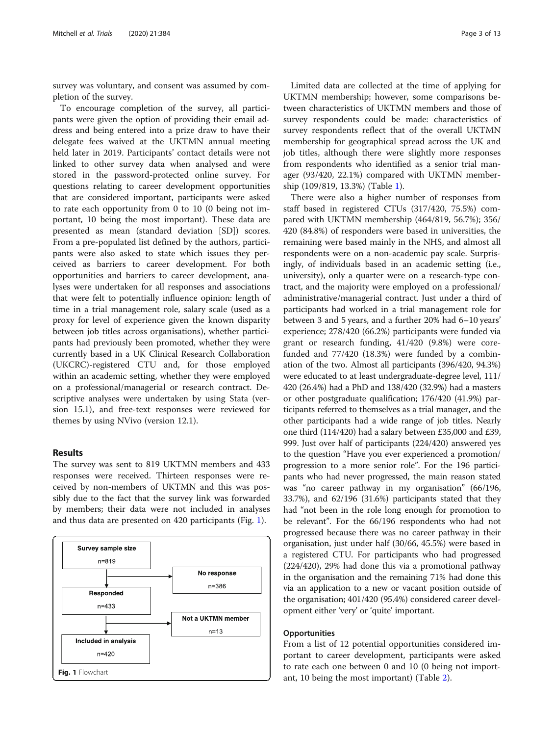survey was voluntary, and consent was assumed by completion of the survey.

To encourage completion of the survey, all participants were given the option of providing their email address and being entered into a prize draw to have their delegate fees waived at the UKTMN annual meeting held later in 2019. Participants' contact details were not linked to other survey data when analysed and were stored in the password-protected online survey. For questions relating to career development opportunities that are considered important, participants were asked to rate each opportunity from 0 to 10 (0 being not important, 10 being the most important). These data are presented as mean (standard deviation [SD]) scores. From a pre-populated list defined by the authors, participants were also asked to state which issues they perceived as barriers to career development. For both opportunities and barriers to career development, analyses were undertaken for all responses and associations that were felt to potentially influence opinion: length of time in a trial management role, salary scale (used as a proxy for level of experience given the known disparity between job titles across organisations), whether participants had previously been promoted, whether they were currently based in a UK Clinical Research Collaboration (UKCRC)-registered CTU and, for those employed within an academic setting, whether they were employed on a professional/managerial or research contract. Descriptive analyses were undertaken by using Stata (version 15.1), and free-text responses were reviewed for themes by using NVivo (version 12.1).

## Results

The survey was sent to 819 UKTMN members and 433 responses were received. Thirteen responses were received by non-members of UKTMN and this was possibly due to the fact that the survey link was forwarded by members; their data were not included in analyses and thus data are presented on 420 participants (Fig. 1).

Survey sample size n=819 → No response n=386
Responded n=433 → Not a UKTMN member n=13
Included in analysis n=420

**Fig. 1** Flowchart

Limited data are collected at the time of applying for UKTMN membership; however, some comparisons between characteristics of UKTMN members and those of survey respondents could be made: characteristics of survey respondents reflect that of the overall UKTMN membership for geographical spread across the UK and job titles, although there were slightly more responses from respondents who identified as a senior trial manager (93/420, 22.1%) compared with UKTMN membership (109/819, 13.3%) (Table 1).

There were also a higher number of responses from staff based in registered CTUs (317/420, 75.5%) compared with UKTMN membership (464/819, 56.7%); 356/420 (84.8%) of responders were based in universities, the remaining were based mainly in the NHS, and almost all respondents were on a non-academic pay scale. Surprisingly, of individuals based in an academic setting (i.e., university), only a quarter were on a research-type contract, and the majority were employed on a professional/administrative/managerial contract. Just under a third of participants had worked in a trial management role for between 3 and 5 years, and a further 20% had 6–10 years' experience; 278/420 (66.2%) participants were funded via grant or research funding, 41/420 (9.8%) were core-funded and 77/420 (18.3%) were funded by a combination of the two. Almost all participants (396/420, 94.3%) were educated to at least undergraduate-degree level, 111/420 (26.4%) had a PhD and 138/420 (32.9%) had a masters or other postgraduate qualification; 176/420 (41.9%) participants referred to themselves as a trial manager, and the other participants had a wide range of job titles. Nearly one third (114/420) had a salary between £35,000 and £39,999. Just over half of participants (224/420) answered yes to the question "Have you ever experienced a promotion/progression to a more senior role". For the 196 participants who had never progressed, the main reason stated was "no career pathway in my organisation" (66/196, 33.7%), and 62/196 (31.6%) participants stated that they had "not been in the role long enough for promotion to be relevant". For the 66/196 respondents who had not progressed because there was no career pathway in their organisation, just under half (30/66, 45.5%) were based in a registered CTU. For participants who had progressed (224/420), 29% had done this via a promotional pathway in the organisation and the remaining 71% had done this via an application to a new or vacant position outside of the organisation; 401/420 (95.4%) considered career development either 'very' or 'quite' important.

### Opportunities

From a list of 12 potential opportunities considered important to career development, participants were asked to rate each one between 0 and 10 (0 being not important, 10 being the most important) (Table 2).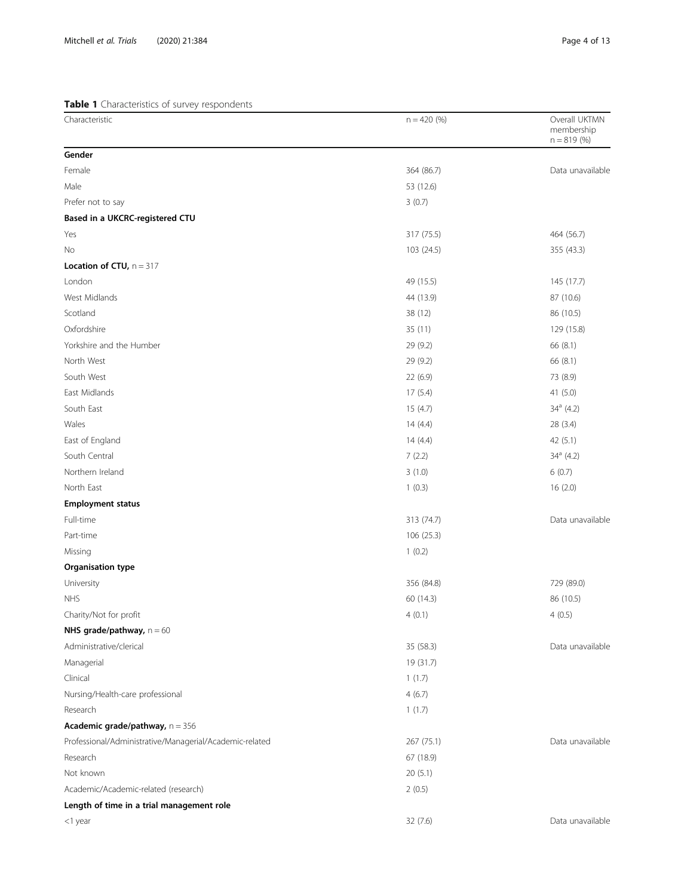**Table 1** Characteristics of survey respondents

| Characteristic | n = 420 (%) | Overall UKTMN membership n = 819 (%) |
|---|---|---|
| **Gender** | | |
| Female | 364 (86.7) | Data unavailable |
| Male | 53 (12.6) | |
| Prefer not to say | 3 (0.7) | |
| **Based in a UKCRC-registered CTU** | | |
| Yes | 317 (75.5) | 464 (56.7) |
| No | 103 (24.5) | 355 (43.3) |
| **Location of CTU,** n = 317 | | |
| London | 49 (15.5) | 145 (17.7) |
| West Midlands | 44 (13.9) | 87 (10.6) |
| Scotland | 38 (12) | 86 (10.5) |
| Oxfordshire | 35 (11) | 129 (15.8) |
| Yorkshire and the Humber | 29 (9.2) | 66 (8.1) |
| North West | 29 (9.2) | 66 (8.1) |
| South West | 22 (6.9) | 73 (8.9) |
| East Midlands | 17 (5.4) | 41 (5.0) |
| South East | 15 (4.7) | 34[a] (4.2) |
| Wales | 14 (4.4) | 28 (3.4) |
| East of England | 14 (4.4) | 42 (5.1) |
| South Central | 7 (2.2) | 34[a] (4.2) |
| Northern Ireland | 3 (1.0) | 6 (0.7) |
| North East | 1 (0.3) | 16 (2.0) |
| **Employment status** | | |
| Full-time | 313 (74.7) | Data unavailable |
| Part-time | 106 (25.3) | |
| Missing | 1 (0.2) | |
| **Organisation type** | | |
| University | 356 (84.8) | 729 (89.0) |
| NHS | 60 (14.3) | 86 (10.5) |
| Charity/Not for profit | 4 (0.1) | 4 (0.5) |
| **NHS grade/pathway,** n = 60 | | |
| Administrative/clerical | 35 (58.3) | Data unavailable |
| Managerial | 19 (31.7) | |
| Clinical | 1 (1.7) | |
| Nursing/Health-care professional | 4 (6.7) | |
| Research | 1 (1.7) | |
| **Academic grade/pathway,** n = 356 | | |
| Professional/Administrative/Managerial/Academic-related | 267 (75.1) | Data unavailable |
| Research | 67 (18.9) | |
| Not known | 20 (5.1) | |
| Academic/Academic-related (research) | 2 (0.5) | |
| **Length of time in a trial management role** | | |
| <1 year | 32 (7.6) | Data unavailable |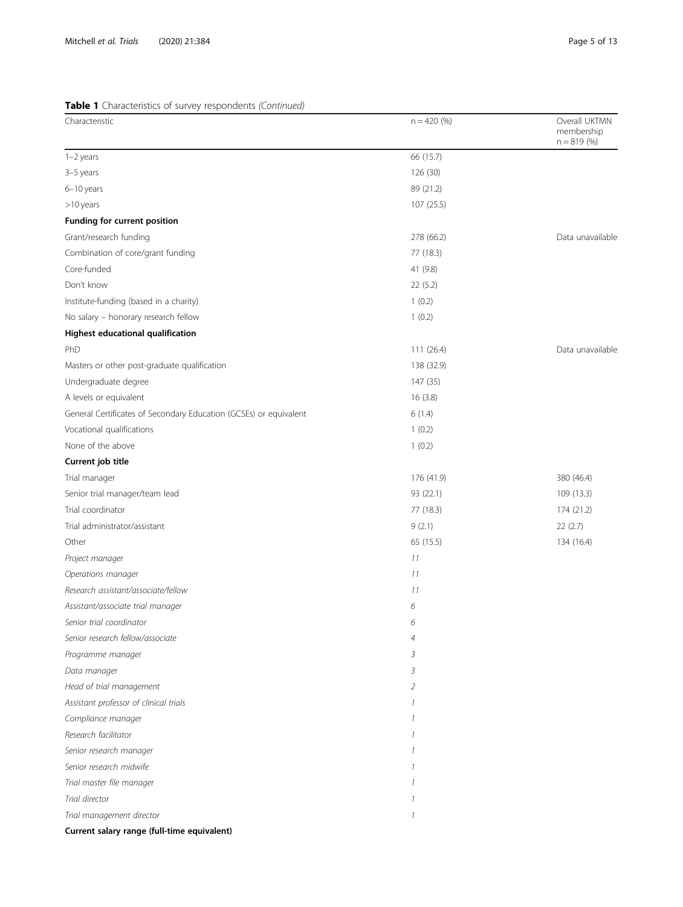**Table 1** Characteristics of survey respondents *(Continued)*

| Characteristic | n = 420 (%) | Overall UKTMN membership n = 819 (%) |
|---|---|---|
| 1–2 years | 66 (15.7) | |
| 3–5 years | 126 (30) | |
| 6–10 years | 89 (21.2) | |
| >10 years | 107 (25.5) | |
| **Funding for current position** | | |
| Grant/research funding | 278 (66.2) | Data unavailable |
| Combination of core/grant funding | 77 (18.3) | |
| Core-funded | 41 (9.8) | |
| Don't know | 22 (5.2) | |
| Institute-funding (based in a charity) | 1 (0.2) | |
| No salary – honorary research fellow | 1 (0.2) | |
| **Highest educational qualification** | | |
| PhD | 111 (26.4) | Data unavailable |
| Masters or other post-graduate qualification | 138 (32.9) | |
| Undergraduate degree | 147 (35) | |
| A levels or equivalent | 16 (3.8) | |
| General Certificates of Secondary Education (GCSEs) or equivalent | 6 (1.4) | |
| Vocational qualifications | 1 (0.2) | |
| None of the above | 1 (0.2) | |
| **Current job title** | | |
| Trial manager | 176 (41.9) | 380 (46.4) |
| Senior trial manager/team lead | 93 (22.1) | 109 (13.3) |
| Trial coordinator | 77 (18.3) | 174 (21.2) |
| Trial administrator/assistant | 9 (2.1) | 22 (2.7) |
| Other | 65 (15.5) | 134 (16.4) |
| *Project manager* | *11* | |
| *Operations manager* | *11* | |
| *Research assistant/associate/fellow* | *11* | |
| *Assistant/associate trial manager* | *6* | |
| *Senior trial coordinator* | *6* | |
| *Senior research fellow/associate* | *4* | |
| *Programme manager* | *3* | |
| *Data manager* | *3* | |
| *Head of trial management* | *2* | |
| *Assistant professor of clinical trials* | *1* | |
| *Compliance manager* | *1* | |
| *Research facilitator* | *1* | |
| *Senior research manager* | *1* | |
| *Senior research midwife* | *1* | |
| *Trial master file manager* | *1* | |
| *Trial director* | *1* | |
| *Trial management director* | *1* | |
| **Current salary range (full-time equivalent)** | | |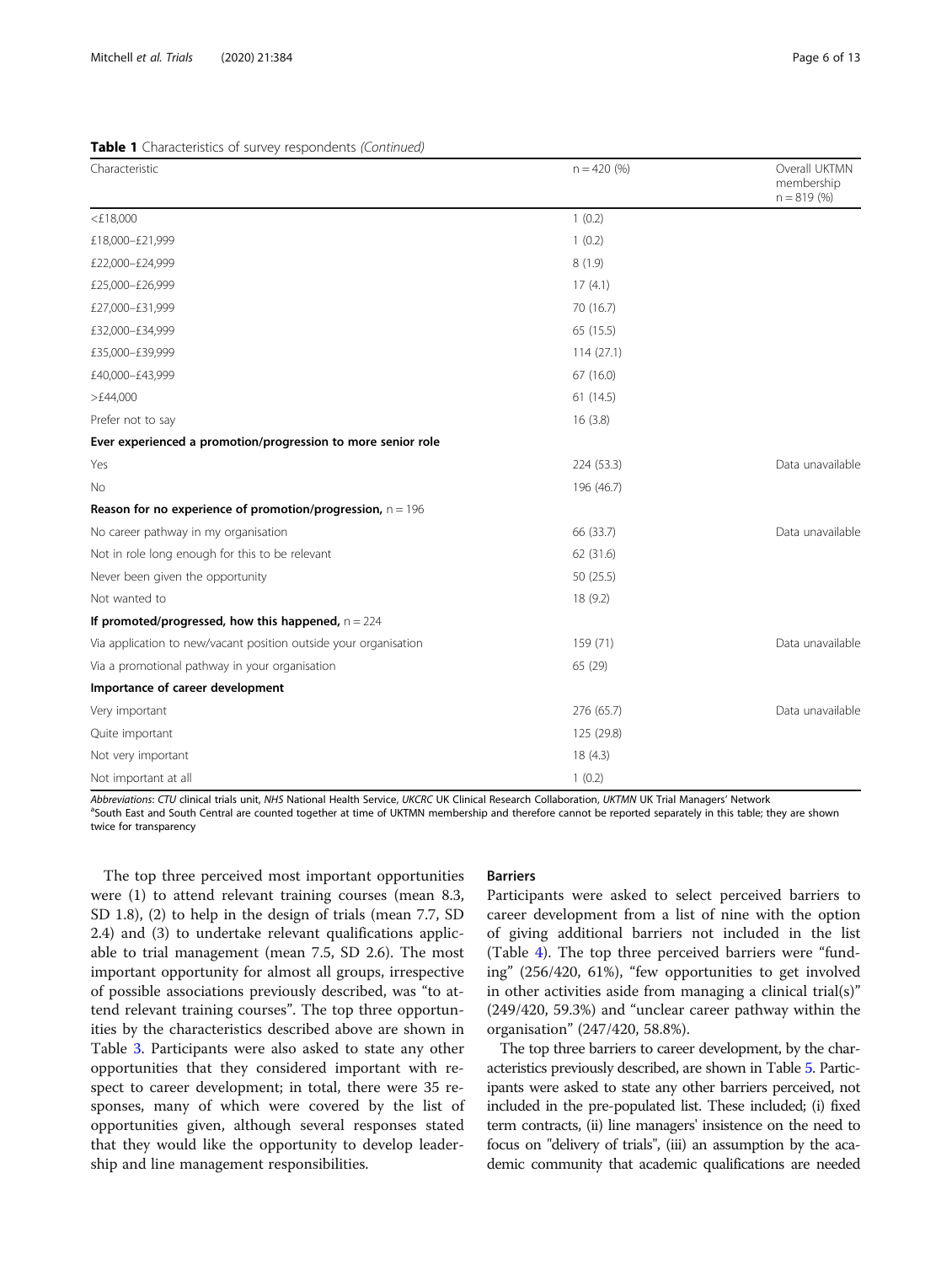**Table 1** Characteristics of survey respondents *(Continued)*

| Characteristic | n = 420 (%) | Overall UKTMN membership n = 819 (%) |
|---|---|---|
| <£18,000 | 1 (0.2) | |
| £18,000–£21,999 | 1 (0.2) | |
| £22,000–£24,999 | 8 (1.9) | |
| £25,000–£26,999 | 17 (4.1) | |
| £27,000–£31,999 | 70 (16.7) | |
| £32,000–£34,999 | 65 (15.5) | |
| £35,000–£39,999 | 114 (27.1) | |
| £40,000–£43,999 | 67 (16.0) | |
| >£44,000 | 61 (14.5) | |
| Prefer not to say | 16 (3.8) | |
| **Ever experienced a promotion/progression to more senior role** | | |
| Yes | 224 (53.3) | Data unavailable |
| No | 196 (46.7) | |
| **Reason for no experience of promotion/progression,** n = 196 | | |
| No career pathway in my organisation | 66 (33.7) | Data unavailable |
| Not in role long enough for this to be relevant | 62 (31.6) | |
| Never been given the opportunity | 50 (25.5) | |
| Not wanted to | 18 (9.2) | |
| **If promoted/progressed, how this happened,** n = 224 | | |
| Via application to new/vacant position outside your organisation | 159 (71) | Data unavailable |
| Via a promotional pathway in your organisation | 65 (29) | |
| **Importance of career development** | | |
| Very important | 276 (65.7) | Data unavailable |
| Quite important | 125 (29.8) | |
| Not very important | 18 (4.3) | |
| Not important at all | 1 (0.2) | |

*Abbreviations*: *CTU* clinical trials unit, *NHS* National Health Service, *UKCRC* UK Clinical Research Collaboration, *UKTMN* UK Trial Managers' Network
[a]South East and South Central are counted together at time of UKTMN membership and therefore cannot be reported separately in this table; they are shown twice for transparency

The top three perceived most important opportunities were (1) to attend relevant training courses (mean 8.3, SD 1.8), (2) to help in the design of trials (mean 7.7, SD 2.4) and (3) to undertake relevant qualifications applicable to trial management (mean 7.5, SD 2.6). The most important opportunity for almost all groups, irrespective of possible associations previously described, was "to attend relevant training courses". The top three opportunities by the characteristics described above are shown in Table 3. Participants were also asked to state any other opportunities that they considered important with respect to career development; in total, there were 35 responses, many of which were covered by the list of opportunities given, although several responses stated that they would like the opportunity to develop leadership and line management responsibilities.

## Barriers

Participants were asked to select perceived barriers to career development from a list of nine with the option of giving additional barriers not included in the list (Table 4). The top three perceived barriers were "funding" (256/420, 61%), "few opportunities to get involved in other activities aside from managing a clinical trial(s)" (249/420, 59.3%) and "unclear career pathway within the organisation" (247/420, 58.8%).

The top three barriers to career development, by the characteristics previously described, are shown in Table 5. Participants were asked to state any other barriers perceived, not included in the pre-populated list. These included; (i) fixed term contracts, (ii) line managers' insistence on the need to focus on "delivery of trials", (iii) an assumption by the academic community that academic qualifications are needed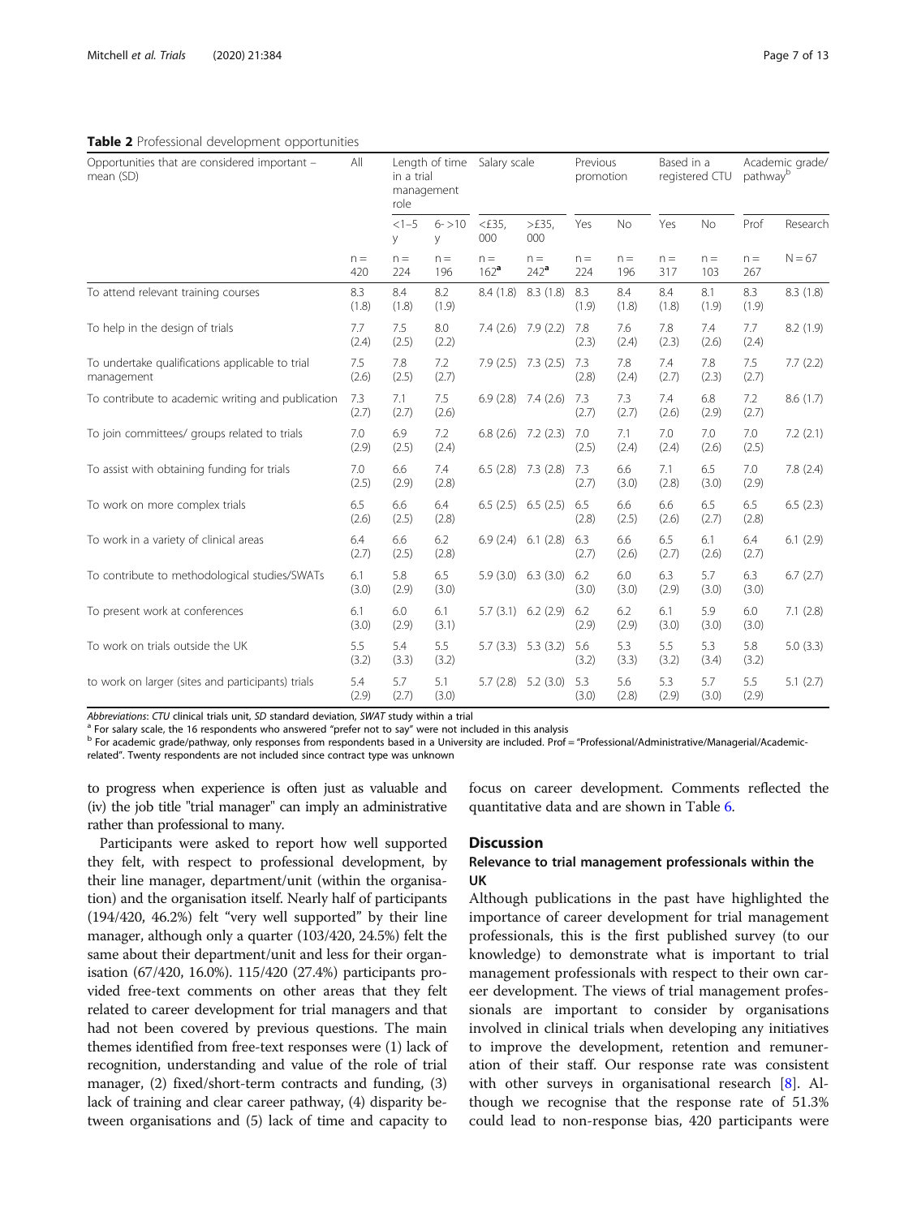**Table 2** Professional development opportunities

| Opportunities that are considered important – mean (SD) | All | Length of time in a trial management role | | Salary scale | | Previous promotion | | Based in a registered CTU | | Academic grade/ pathway[b] | |
|---|---|---|---|---|---|---|---|---|---|---|---|
| | | <1–5 y | 6- >10 y | <£35, 000 | >£35, 000 | Yes | No | Yes | No | Prof | Research |
| | n = 420 | n = 224 | n = 196 | n = 162[a] | n = 242[a] | n = 224 | n = 196 | n = 317 | n = 103 | n = 267 | N = 67 |
| To attend relevant training courses | 8.3 (1.8) | 8.4 (1.8) | 8.2 (1.9) | 8.4 (1.8) | 8.3 (1.8) | 8.3 (1.9) | 8.4 (1.8) | 8.4 (1.8) | 8.1 (1.9) | 8.3 (1.9) | 8.3 (1.8) |
| To help in the design of trials | 7.7 (2.4) | 7.5 (2.5) | 8.0 (2.2) | 7.4 (2.6) | 7.9 (2.2) | 7.8 (2.3) | 7.6 (2.4) | 7.8 (2.3) | 7.4 (2.6) | 7.7 (2.4) | 8.2 (1.9) |
| To undertake qualifications applicable to trial management | 7.5 (2.6) | 7.8 (2.5) | 7.2 (2.7) | 7.9 (2.5) | 7.3 (2.5) | 7.3 (2.8) | 7.8 (2.4) | 7.4 (2.7) | 7.8 (2.3) | 7.5 (2.7) | 7.7 (2.2) |
| To contribute to academic writing and publication | 7.3 (2.7) | 7.1 (2.7) | 7.5 (2.6) | 6.9 (2.8) | 7.4 (2.6) | 7.3 (2.7) | 7.3 (2.7) | 7.4 (2.6) | 6.8 (2.9) | 7.2 (2.7) | 8.6 (1.7) |
| To join committees/ groups related to trials | 7.0 (2.9) | 6.9 (2.5) | 7.2 (2.4) | 6.8 (2.6) | 7.2 (2.3) | 7.0 (2.5) | 7.1 (2.4) | 7.0 (2.4) | 7.0 (2.6) | 7.0 (2.5) | 7.2 (2.1) |
| To assist with obtaining funding for trials | 7.0 (2.5) | 6.6 (2.9) | 7.4 (2.8) | 6.5 (2.8) | 7.3 (2.8) | 7.3 (2.7) | 6.6 (3.0) | 7.1 (2.8) | 6.5 (3.0) | 7.0 (2.9) | 7.8 (2.4) |
| To work on more complex trials | 6.5 (2.6) | 6.6 (2.5) | 6.4 (2.8) | 6.5 (2.5) | 6.5 (2.5) | 6.5 (2.8) | 6.6 (2.5) | 6.6 (2.6) | 6.5 (2.7) | 6.5 (2.8) | 6.5 (2.3) |
| To work in a variety of clinical areas | 6.4 (2.7) | 6.6 (2.5) | 6.2 (2.8) | 6.9 (2.4) | 6.1 (2.8) | 6.3 (2.7) | 6.6 (2.6) | 6.5 (2.7) | 6.1 (2.6) | 6.4 (2.7) | 6.1 (2.9) |
| To contribute to methodological studies/SWATs | 6.1 (3.0) | 5.8 (2.9) | 6.5 (3.0) | 5.9 (3.0) | 6.3 (3.0) | 6.2 (3.0) | 6.0 (3.0) | 6.3 (2.9) | 5.7 (3.0) | 6.3 (3.0) | 6.7 (2.7) |
| To present work at conferences | 6.1 (3.0) | 6.0 (2.9) | 6.1 (3.1) | 5.7 (3.1) | 6.2 (2.9) | 6.2 (2.9) | 6.2 (2.9) | 6.1 (3.0) | 5.9 (3.0) | 6.0 (3.0) | 7.1 (2.8) |
| To work on trials outside the UK | 5.5 (3.2) | 5.4 (3.3) | 5.5 (3.2) | 5.7 (3.3) | 5.3 (3.2) | 5.6 (3.2) | 5.3 (3.3) | 5.5 (3.2) | 5.3 (3.4) | 5.8 (3.2) | 5.0 (3.3) |
| to work on larger (sites and participants) trials | 5.4 (2.9) | 5.7 (2.7) | 5.1 (3.0) | 5.7 (2.8) | 5.2 (3.0) | 5.3 (3.0) | 5.6 (2.8) | 5.3 (2.9) | 5.7 (3.0) | 5.5 (2.9) | 5.1 (2.7) |

*Abbreviations*: *CTU* clinical trials unit, *SD* standard deviation, *SWAT* study within a trial

[a] For salary scale, the 16 respondents who answered "prefer not to say" were not included in this analysis

[b] For academic grade/pathway, only responses from respondents based in a University are included. Prof = "Professional/Administrative/Managerial/Academic-related". Twenty respondents are not included since contract type was unknown

to progress when experience is often just as valuable and (iv) the job title "trial manager" can imply an administrative rather than professional to many.

Participants were asked to report how well supported they felt, with respect to professional development, by their line manager, department/unit (within the organisation) and the organisation itself. Nearly half of participants (194/420, 46.2%) felt "very well supported" by their line manager, although only a quarter (103/420, 24.5%) felt the same about their department/unit and less for their organisation (67/420, 16.0%). 115/420 (27.4%) participants provided free-text comments on other areas that they felt related to career development for trial managers and that had not been covered by previous questions. The main themes identified from free-text responses were (1) lack of recognition, understanding and value of the role of trial manager, (2) fixed/short-term contracts and funding, (3) lack of training and clear career pathway, (4) disparity between organisations and (5) lack of time and capacity to focus on career development. Comments reflected the quantitative data and are shown in Table 6.

## Discussion

### Relevance to trial management professionals within the UK

Although publications in the past have highlighted the importance of career development for trial management professionals, this is the first published survey (to our knowledge) to demonstrate what is important to trial management professionals with respect to their own career development. The views of trial management professionals are important to consider by organisations involved in clinical trials when developing any initiatives to improve the development, retention and remuneration of their staff. Our response rate was consistent with other surveys in organisational research [8]. Although we recognise that the response rate of 51.3% could lead to non-response bias, 420 participants were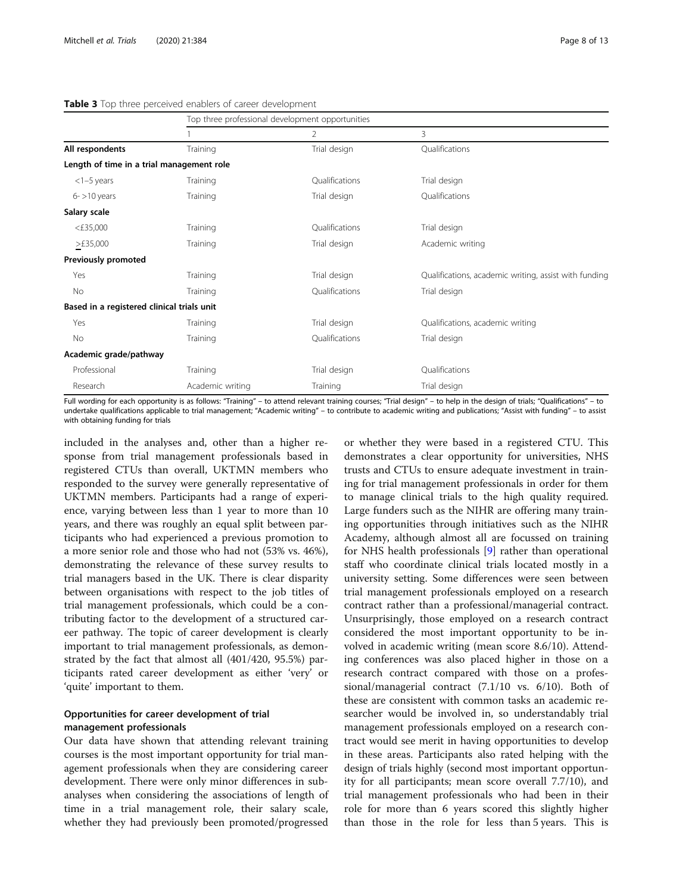**Table 3** Top three perceived enablers of career development

| | Top three professional development opportunities | | |
|---|---|---|---|
| | 1 | 2 | 3 |
| **All respondents** | Training | Trial design | Qualifications |
| **Length of time in a trial management role** | | | |
| <1–5 years | Training | Qualifications | Trial design |
| 6- >10 years | Training | Trial design | Qualifications |
| **Salary scale** | | | |
| <£35,000 | Training | Qualifications | Trial design |
| ≥£35,000 | Training | Trial design | Academic writing |
| **Previously promoted** | | | |
| Yes | Training | Trial design | Qualifications, academic writing, assist with funding |
| No | Training | Qualifications | Trial design |
| **Based in a registered clinical trials unit** | | | |
| Yes | Training | Trial design | Qualifications, academic writing |
| No | Training | Qualifications | Trial design |
| **Academic grade/pathway** | | | |
| Professional | Training | Trial design | Qualifications |
| Research | Academic writing | Training | Trial design |

Full wording for each opportunity is as follows: "Training" – to attend relevant training courses; "Trial design" – to help in the design of trials; "Qualifications" – to undertake qualifications applicable to trial management; "Academic writing" – to contribute to academic writing and publications; "Assist with funding" – to assist with obtaining funding for trials

included in the analyses and, other than a higher response from trial management professionals based in registered CTUs than overall, UKTMN members who responded to the survey were generally representative of UKTMN members. Participants had a range of experience, varying between less than 1 year to more than 10 years, and there was roughly an equal split between participants who had experienced a previous promotion to a more senior role and those who had not (53% vs. 46%), demonstrating the relevance of these survey results to trial managers based in the UK. There is clear disparity between organisations with respect to the job titles of trial management professionals, which could be a contributing factor to the development of a structured career pathway. The topic of career development is clearly important to trial management professionals, as demonstrated by the fact that almost all (401/420, 95.5%) participants rated career development as either 'very' or 'quite' important to them.

### Opportunities for career development of trial management professionals

Our data have shown that attending relevant training courses is the most important opportunity for trial management professionals when they are considering career development. There were only minor differences in subanalyses when considering the associations of length of time in a trial management role, their salary scale, whether they had previously been promoted/progressed or whether they were based in a registered CTU. This demonstrates a clear opportunity for universities, NHS trusts and CTUs to ensure adequate investment in training for trial management professionals in order for them to manage clinical trials to the high quality required. Large funders such as the NIHR are offering many training opportunities through initiatives such as the NIHR Academy, although almost all are focussed on training for NHS health professionals [9] rather than operational staff who coordinate clinical trials located mostly in a university setting. Some differences were seen between trial management professionals employed on a research contract rather than a professional/managerial contract. Unsurprisingly, those employed on a research contract considered the most important opportunity to be involved in academic writing (mean score 8.6/10). Attending conferences was also placed higher in those on a research contract compared with those on a professional/managerial contract (7.1/10 vs. 6/10). Both of these are consistent with common tasks an academic researcher would be involved in, so understandably trial management professionals employed on a research contract would see merit in having opportunities to develop in these areas. Participants also rated helping with the design of trials highly (second most important opportunity for all participants; mean score overall 7.7/10), and trial management professionals who had been in their role for more than 6 years scored this slightly higher than those in the role for less than 5 years. This is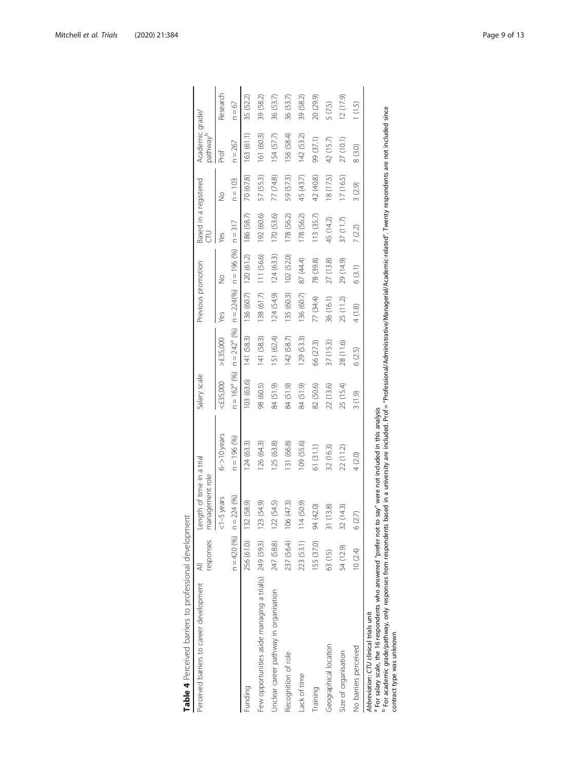**Table 4** Perceived barriers to professional development

| Perceived barriers to career development | All responses | Length of time in a trial management role | | Salary scale | | Previous promotion | | Based in a registered CTU | | Academic grade/ pathway[b] | |
|---|---|---|---|---|---|---|---|---|---|---|---|
| | | <1–5 years | 6- >10 years | <£35,000 | >£35,000 | Yes | No | Yes | No | Prof | Research |
| | n = 420 (%) | n = 224 (%) | n = 196 (%) | n = 162[a] (%) | n = 242[a] (%) | n = 224(%) | n = 196 (%) | n = 317 | n = 103 | n = 267 | n = 67 |
| Funding | 256 (61.0) | 132 (58.9) | 124 (63.3) | 103 (63.6) | 141 (58.3) | 136 (60.7) | 120 (61.2) | 186 (58.7) | 70 (67.8) | 163 (61.1) | 35 (52.2) |
| Few opportunities aside managing a trial(s) | 249 (59.3) | 123 (54.9) | 126 (64.3) | 98 (60.5) | 141 (58.3) | 138 (61.7) | 111 (56.6) | 192 (60.6) | 57 (55.3) | 161 (60.3) | 39 (58.2) |
| Unclear career pathway in organisation | 247 (58.8) | 122 (54.5) | 125 (63.8) | 84 (51.9) | 151 (62.4) | 124 (54.9) | 124 (63.3) | 170 (53.6) | 77 (74.8) | 154 (57.7) | 36 (53.7) |
| Recognition of role | 237 (56.4) | 106 (47.3) | 131 (66.8) | 84 (51.9) | 142 (58.7) | 135 (60.3) | 102 (52.0) | 178 (56.2) | 59 (57.3) | 156 (58.4) | 36 (53.7) |
| Lack of time | 223 (53.1) | 114 (50.9) | 109 (55.6) | 84 (51.9) | 129 (53.3) | 136 (60.7) | 87 (44.4) | 178 (56.2) | 45 (43.7) | 142 (53.2) | 39 (58.2) |
| Training | 155 (37.0) | 94 (42.0) | 61 (31.1) | 82 (50.6) | 66 (27.3) | 77 (34.4) | 78 (39.8) | 113 (35.7) | 42 (40.8) | 99 (37.1) | 20 (29.9) |
| Geographical location | 63 (15) | 31 (13.8) | 32 (16.3) | 22 (13.6) | 37 (15.3) | 36 (16.1) | 27 (13.8) | 45 (14.2) | 18 (17.5) | 42 (15.7) | 5 (7.5) |
| Size of organisation | 54 (12.9) | 32 (14.3) | 22 (11.2) | 25 (15.4) | 28 (11.6) | 25 (11.2) | 29 (14.9) | 37 (11.7) | 17 (16.5) | 27 (10.1) | 12 (17.9) |
| No barriers perceived | 10 (2.4) | 6 (2.7) | 4 (2.0) | 3 (1.9) | 6 (2.5) | 4 (1.8) | 6 (3.1) | 7 (2.2) | 3 (2.9) | 8 (3.0) | 1 (1.5) |

*Abbreviation*: *CTU* clinical trials unit

[a] For salary scale, the 16 respondents who answered "prefer not to say" were not included in this analysis

[b] For academic grade/pathway, only responses from respondents based in a university are included. Prof = "Professional/Administrative/Managerial/Academic-related". Twenty respondents are not included since contract type was unknown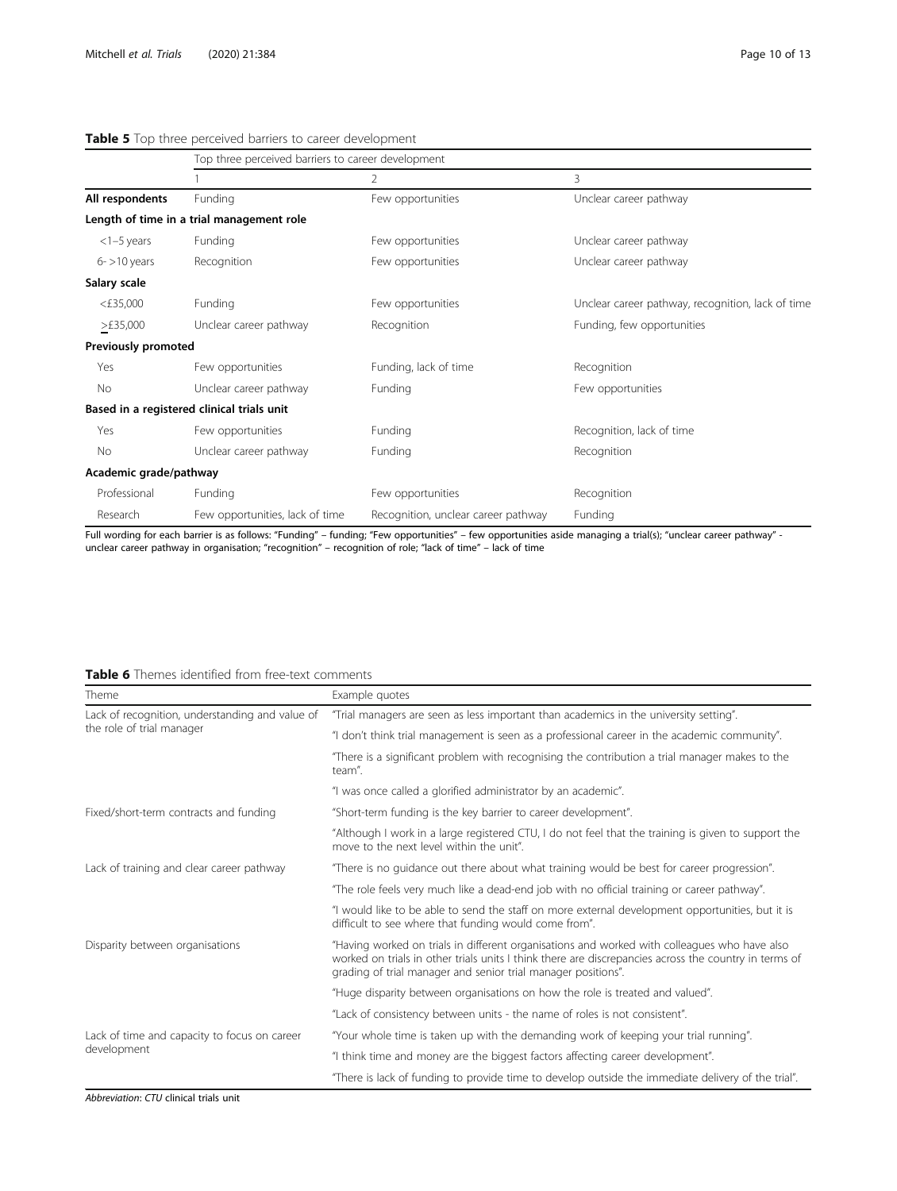**Table 5** Top three perceived barriers to career development

| | Top three perceived barriers to career development | | |
|---|---|---|---|
| | 1 | 2 | 3 |
| **All respondents** | Funding | Few opportunities | Unclear career pathway |
| **Length of time in a trial management role** | | | |
| <1–5 years | Funding | Few opportunities | Unclear career pathway |
| 6- >10 years | Recognition | Few opportunities | Unclear career pathway |
| **Salary scale** | | | |
| <£35,000 | Funding | Few opportunities | Unclear career pathway, recognition, lack of time |
| ≥£35,000 | Unclear career pathway | Recognition | Funding, few opportunities |
| **Previously promoted** | | | |
| Yes | Few opportunities | Funding, lack of time | Recognition |
| No | Unclear career pathway | Funding | Few opportunities |
| **Based in a registered clinical trials unit** | | | |
| Yes | Few opportunities | Funding | Recognition, lack of time |
| No | Unclear career pathway | Funding | Recognition |
| **Academic grade/pathway** | | | |
| Professional | Funding | Few opportunities | Recognition |
| Research | Few opportunities, lack of time | Recognition, unclear career pathway | Funding |

Full wording for each barrier is as follows: "Funding" – funding; "Few opportunities" – few opportunities aside managing a trial(s); "unclear career pathway" - unclear career pathway in organisation; "recognition" – recognition of role; "lack of time" – lack of time

**Table 6** Themes identified from free-text comments

| Theme | Example quotes |
|---|---|
| Lack of recognition, understanding and value of the role of trial manager | "Trial managers are seen as less important than academics in the university setting". |
| | "I don't think trial management is seen as a professional career in the academic community". |
| | "There is a significant problem with recognising the contribution a trial manager makes to the team". |
| | "I was once called a glorified administrator by an academic". |
| Fixed/short-term contracts and funding | "Short-term funding is the key barrier to career development". |
| | "Although I work in a large registered CTU, I do not feel that the training is given to support the move to the next level within the unit". |
| Lack of training and clear career pathway | "There is no guidance out there about what training would be best for career progression". |
| | "The role feels very much like a dead-end job with no official training or career pathway". |
| | "I would like to be able to send the staff on more external development opportunities, but it is difficult to see where that funding would come from". |
| Disparity between organisations | "Having worked on trials in different organisations and worked with colleagues who have also worked on trials in other trials units I think there are discrepancies across the country in terms of grading of trial manager and senior trial manager positions". |
| | "Huge disparity between organisations on how the role is treated and valued". |
| | "Lack of consistency between units - the name of roles is not consistent". |
| Lack of time and capacity to focus on career development | "Your whole time is taken up with the demanding work of keeping your trial running". |
| | "I think time and money are the biggest factors affecting career development". |
| | "There is lack of funding to provide time to develop outside the immediate delivery of the trial". |

*Abbreviation*: *CTU* clinical trials unit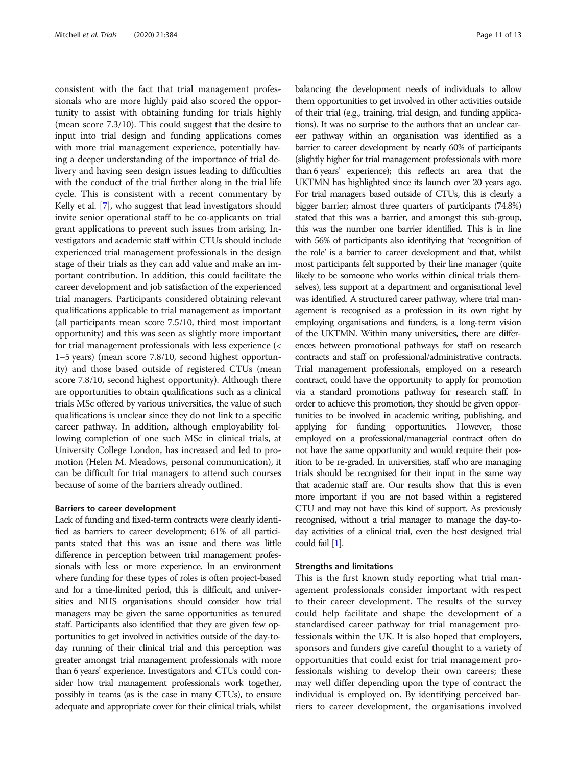consistent with the fact that trial management professionals who are more highly paid also scored the opportunity to assist with obtaining funding for trials highly (mean score 7.3/10). This could suggest that the desire to input into trial design and funding applications comes with more trial management experience, potentially having a deeper understanding of the importance of trial delivery and having seen design issues leading to difficulties with the conduct of the trial further along in the trial life cycle. This is consistent with a recent commentary by Kelly et al. [7], who suggest that lead investigators should invite senior operational staff to be co-applicants on trial grant applications to prevent such issues from arising. Investigators and academic staff within CTUs should include experienced trial management professionals in the design stage of their trials as they can add value and make an important contribution. In addition, this could facilitate the career development and job satisfaction of the experienced trial managers. Participants considered obtaining relevant qualifications applicable to trial management as important (all participants mean score 7.5/10, third most important opportunity) and this was seen as slightly more important for trial management professionals with less experience (< 1–5 years) (mean score 7.8/10, second highest opportunity) and those based outside of registered CTUs (mean score 7.8/10, second highest opportunity). Although there are opportunities to obtain qualifications such as a clinical trials MSc offered by various universities, the value of such qualifications is unclear since they do not link to a specific career pathway. In addition, although employability following completion of one such MSc in clinical trials, at University College London, has increased and led to promotion (Helen M. Meadows, personal communication), it can be difficult for trial managers to attend such courses because of some of the barriers already outlined.

### Barriers to career development

Lack of funding and fixed-term contracts were clearly identified as barriers to career development; 61% of all participants stated that this was an issue and there was little difference in perception between trial management professionals with less or more experience. In an environment where funding for these types of roles is often project-based and for a time-limited period, this is difficult, and universities and NHS organisations should consider how trial managers may be given the same opportunities as tenured staff. Participants also identified that they are given few opportunities to get involved in activities outside of the day-to-day running of their clinical trial and this perception was greater amongst trial management professionals with more than 6 years' experience. Investigators and CTUs could consider how trial management professionals work together, possibly in teams (as is the case in many CTUs), to ensure adequate and appropriate cover for their clinical trials, whilst balancing the development needs of individuals to allow them opportunities to get involved in other activities outside of their trial (e.g., training, trial design, and funding applications). It was no surprise to the authors that an unclear career pathway within an organisation was identified as a barrier to career development by nearly 60% of participants (slightly higher for trial management professionals with more than 6 years' experience); this reflects an area that the UKTMN has highlighted since its launch over 20 years ago. For trial managers based outside of CTUs, this is clearly a bigger barrier; almost three quarters of participants (74.8%) stated that this was a barrier, and amongst this sub-group, this was the number one barrier identified. This is in line with 56% of participants also identifying that 'recognition of the role' is a barrier to career development and that, whilst most participants felt supported by their line manager (quite likely to be someone who works within clinical trials themselves), less support at a department and organisational level was identified. A structured career pathway, where trial management is recognised as a profession in its own right by employing organisations and funders, is a long-term vision of the UKTMN. Within many universities, there are differences between promotional pathways for staff on research contracts and staff on professional/administrative contracts. Trial management professionals, employed on a research contract, could have the opportunity to apply for promotion via a standard promotions pathway for research staff. In order to achieve this promotion, they should be given opportunities to be involved in academic writing, publishing, and applying for funding opportunities. However, those employed on a professional/managerial contract often do not have the same opportunity and would require their position to be re-graded. In universities, staff who are managing trials should be recognised for their input in the same way that academic staff are. Our results show that this is even more important if you are not based within a registered CTU and may not have this kind of support. As previously recognised, without a trial manager to manage the day-to-day activities of a clinical trial, even the best designed trial could fail [1].

### Strengths and limitations

This is the first known study reporting what trial management professionals consider important with respect to their career development. The results of the survey could help facilitate and shape the development of a standardised career pathway for trial management professionals within the UK. It is also hoped that employers, sponsors and funders give careful thought to a variety of opportunities that could exist for trial management professionals wishing to develop their own careers; these may well differ depending upon the type of contract the individual is employed on. By identifying perceived barriers to career development, the organisations involved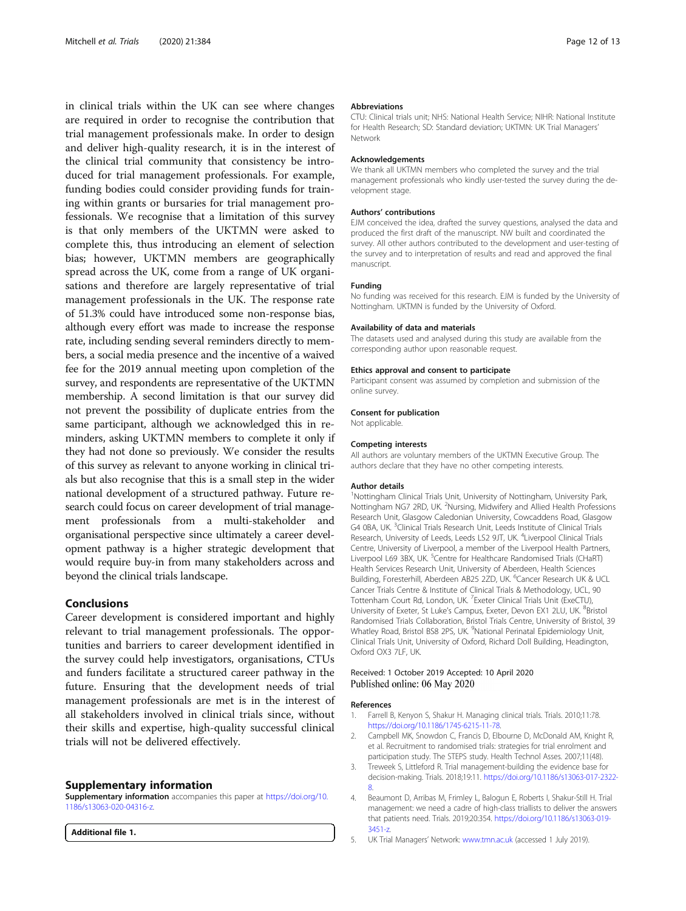in clinical trials within the UK can see where changes are required in order to recognise the contribution that trial management professionals make. In order to design and deliver high-quality research, it is in the interest of the clinical trial community that consistency be introduced for trial management professionals. For example, funding bodies could consider providing funds for training within grants or bursaries for trial management professionals. We recognise that a limitation of this survey is that only members of the UKTMN were asked to complete this, thus introducing an element of selection bias; however, UKTMN members are geographically spread across the UK, come from a range of UK organisations and therefore are largely representative of trial management professionals in the UK. The response rate of 51.3% could have introduced some non-response bias, although every effort was made to increase the response rate, including sending several reminders directly to members, a social media presence and the incentive of a waived fee for the 2019 annual meeting upon completion of the survey, and respondents are representative of the UKTMN membership. A second limitation is that our survey did not prevent the possibility of duplicate entries from the same participant, although we acknowledged this in reminders, asking UKTMN members to complete it only if they had not done so previously. We consider the results of this survey as relevant to anyone working in clinical trials but also recognise that this is a small step in the wider national development of a structured pathway. Future research could focus on career development of trial management professionals from a multi-stakeholder and organisational perspective since ultimately a career development pathway is a higher strategic development that would require buy-in from many stakeholders across and beyond the clinical trials landscape.

## Conclusions

Career development is considered important and highly relevant to trial management professionals. The opportunities and barriers to career development identified in the survey could help investigators, organisations, CTUs and funders facilitate a structured career pathway in the future. Ensuring that the development needs of trial management professionals are met is in the interest of all stakeholders involved in clinical trials since, without their skills and expertise, high-quality successful clinical trials will not be delivered effectively.

## Supplementary information

**Supplementary information** accompanies this paper at https://doi.org/10.1186/s13063-020-04316-z.

**Additional file 1.**

#### Abbreviations

CTU: Clinical trials unit; NHS: National Health Service; NIHR: National Institute for Health Research; SD: Standard deviation; UKTMN: UK Trial Managers' Network

#### Acknowledgements

We thank all UKTMN members who completed the survey and the trial management professionals who kindly user-tested the survey during the development stage.

#### Authors' contributions

EJM conceived the idea, drafted the survey questions, analysed the data and produced the first draft of the manuscript. NW built and coordinated the survey. All other authors contributed to the development and user-testing of the survey and to interpretation of results and read and approved the final manuscript.

#### Funding

No funding was received for this research. EJM is funded by the University of Nottingham. UKTMN is funded by the University of Oxford.

#### Availability of data and materials

The datasets used and analysed during this study are available from the corresponding author upon reasonable request.

#### Ethics approval and consent to participate

Participant consent was assumed by completion and submission of the online survey.

#### Consent for publication

Not applicable.

#### Competing interests

All authors are voluntary members of the UKTMN Executive Group. The authors declare that they have no other competing interests.

#### Author details

[1]Nottingham Clinical Trials Unit, University of Nottingham, University Park, Nottingham NG7 2RD, UK. [2]Nursing, Midwifery and Allied Health Professions Research Unit, Glasgow Caledonian University, Cowcaddens Road, Glasgow G4 0BA, UK. [3]Clinical Trials Research Unit, Leeds Institute of Clinical Trials Research, University of Leeds, Leeds LS2 9JT, UK. [4]Liverpool Clinical Trials Centre, University of Liverpool, a member of the Liverpool Health Partners, Liverpool L69 3BX, UK. [5]Centre for Healthcare Randomised Trials (CHaRT) Health Services Research Unit, University of Aberdeen, Health Sciences Building, Foresterhill, Aberdeen AB25 2ZD, UK. [6]Cancer Research UK & UCL Cancer Trials Centre & Institute of Clinical Trials & Methodology, UCL, 90 Tottenham Court Rd, London, UK. [7]Exeter Clinical Trials Unit (ExeCTU), University of Exeter, St Luke's Campus, Exeter, Devon EX1 2LU, UK. [8]Bristol Randomised Trials Collaboration, Bristol Trials Centre, University of Bristol, 39 Whatley Road, Bristol BS8 2PS, UK. [9]National Perinatal Epidemiology Unit, Clinical Trials Unit, University of Oxford, Richard Doll Building, Headington, Oxford OX3 7LF, UK.

Received: 1 October 2019 Accepted: 10 April 2020
Published online: 06 May 2020

#### References

1. Farrell B, Kenyon S, Shakur H. Managing clinical trials. Trials. 2010;11:78. https://doi.org/10.1186/1745-6215-11-78.
2. Campbell MK, Snowdon C, Francis D, Elbourne D, McDonald AM, Knight R, et al. Recruitment to randomised trials: strategies for trial enrolment and participation study. The STEPS study. Health Technol Asses. 2007;11(48).
3. Treweek S, Littleford R. Trial management-building the evidence base for decision-making. Trials. 2018;19:11. https://doi.org/10.1186/s13063-017-2322-8.
4. Beaumont D, Arribas M, Frimley L, Balogun E, Roberts I, Shakur-Still H. Trial management: we need a cadre of high-class triallists to deliver the answers that patients need. Trials. 2019;20:354. https://doi.org/10.1186/s13063-019-3451-z.
5. UK Trial Managers' Network: www.tmn.ac.uk (accessed 1 July 2019).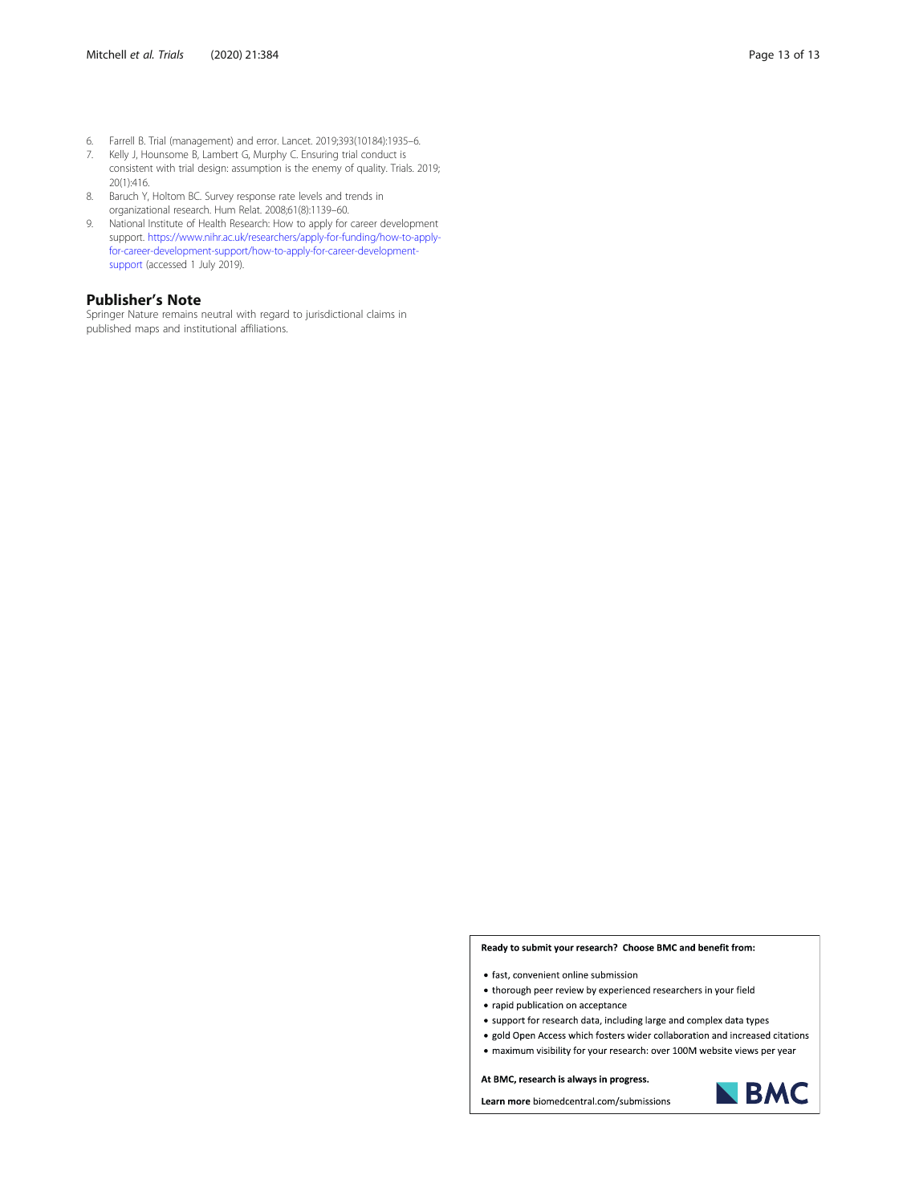6. Farrell B. Trial (management) and error. Lancet. 2019;393(10184):1935–6.
7. Kelly J, Hounsome B, Lambert G, Murphy C. Ensuring trial conduct is consistent with trial design: assumption is the enemy of quality. Trials. 2019; 20(1):416.
8. Baruch Y, Holtom BC. Survey response rate levels and trends in organizational research. Hum Relat. 2008;61(8):1139–60.
9. National Institute of Health Research: How to apply for career development support. https://www.nihr.ac.uk/researchers/apply-for-funding/how-to-apply-for-career-development-support/how-to-apply-for-career-development-support (accessed 1 July 2019).

## Publisher's Note

Springer Nature remains neutral with regard to jurisdictional claims in published maps and institutional affiliations.

**Ready to submit your research? Choose BMC and benefit from:**

- fast, convenient online submission
- thorough peer review by experienced researchers in your field
- rapid publication on acceptance
- support for research data, including large and complex data types
- gold Open Access which fosters wider collaboration and increased citations
- maximum visibility for your research: over 100M website views per year

**At BMC, research is always in progress.**

**Learn more** biomedcentral.com/submissions

BMC